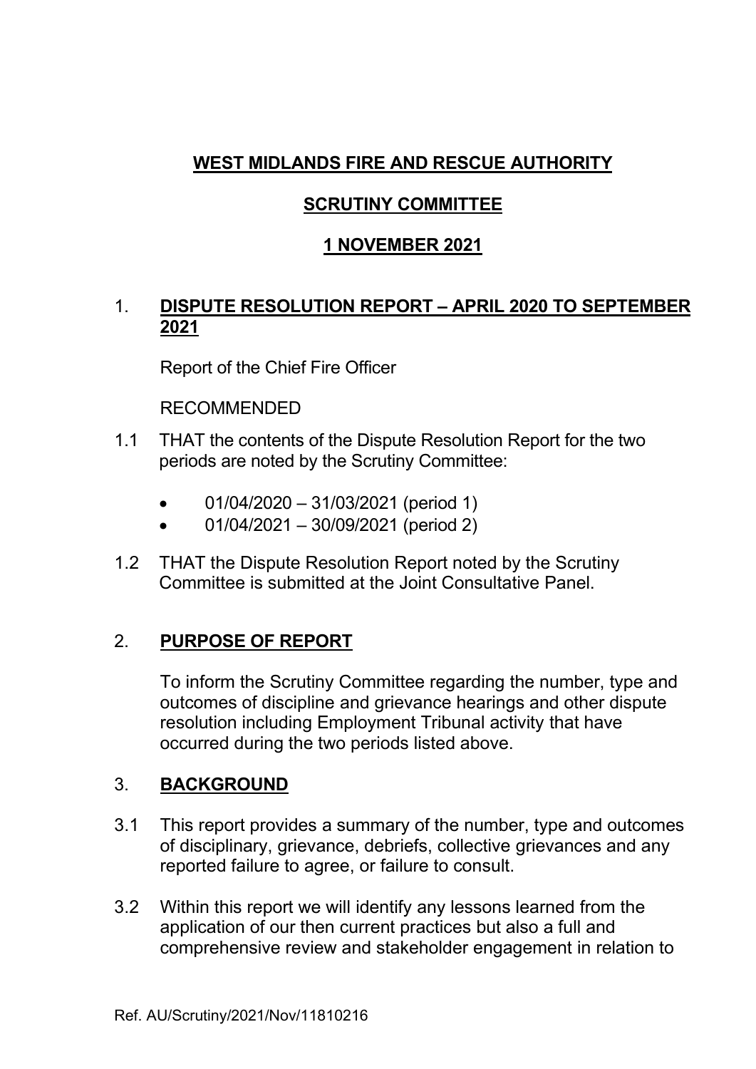# WEST MIDLANDS FIRE AND RESCUE AUTHORITY

## SCRUTINY COMMITTEE

## 1 NOVEMBER 2021

1. **DISPUTE RESOLUTION REPORT – APRIL 2020 TO SEPTEMBER 2021**

   Report of the Chief Fire Officer

   RECOMMENDED

1.1 THAT the contents of the Dispute Resolution Report for the two periods are noted by the Scrutiny Committee:

   - 01/04/2020 – 31/03/2021 (period 1)
   - 01/04/2021 – 30/09/2021 (period 2)

1.2 THAT the Dispute Resolution Report noted by the Scrutiny Committee is submitted at the Joint Consultative Panel.

2. **PURPOSE OF REPORT**

   To inform the Scrutiny Committee regarding the number, type and outcomes of discipline and grievance hearings and other dispute resolution including Employment Tribunal activity that have occurred during the two periods listed above.

3. **BACKGROUND**

3.1 This report provides a summary of the number, type and outcomes of disciplinary, grievance, debriefs, collective grievances and any reported failure to agree, or failure to consult.

3.2 Within this report we will identify any lessons learned from the application of our then current practices but also a full and comprehensive review and stakeholder engagement in relation to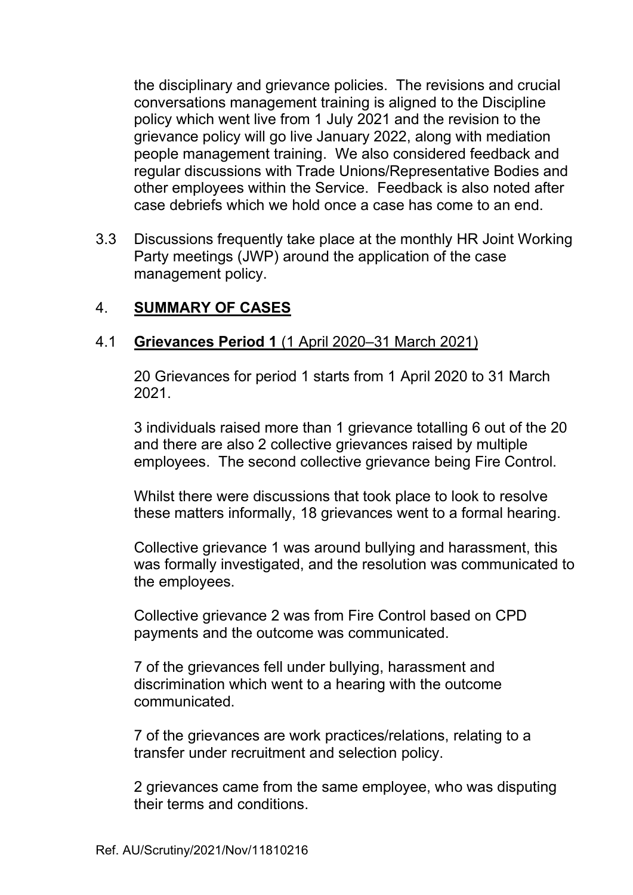the disciplinary and grievance policies. The revisions and crucial conversations management training is aligned to the Discipline policy which went live from 1 July 2021 and the revision to the grievance policy will go live January 2022, along with mediation people management training. We also considered feedback and regular discussions with Trade Unions/Representative Bodies and other employees within the Service. Feedback is also noted after case debriefs which we hold once a case has come to an end.

3.3 Discussions frequently take place at the monthly HR Joint Working Party meetings (JWP) around the application of the case management policy.

## 4. SUMMARY OF CASES

### 4.1 Grievances Period 1 (1 April 2020–31 March 2021)

20 Grievances for period 1 starts from 1 April 2020 to 31 March 2021.

3 individuals raised more than 1 grievance totalling 6 out of the 20 and there are also 2 collective grievances raised by multiple employees. The second collective grievance being Fire Control.

Whilst there were discussions that took place to look to resolve these matters informally, 18 grievances went to a formal hearing.

Collective grievance 1 was around bullying and harassment, this was formally investigated, and the resolution was communicated to the employees.

Collective grievance 2 was from Fire Control based on CPD payments and the outcome was communicated.

7 of the grievances fell under bullying, harassment and discrimination which went to a hearing with the outcome communicated.

7 of the grievances are work practices/relations, relating to a transfer under recruitment and selection policy.

2 grievances came from the same employee, who was disputing their terms and conditions.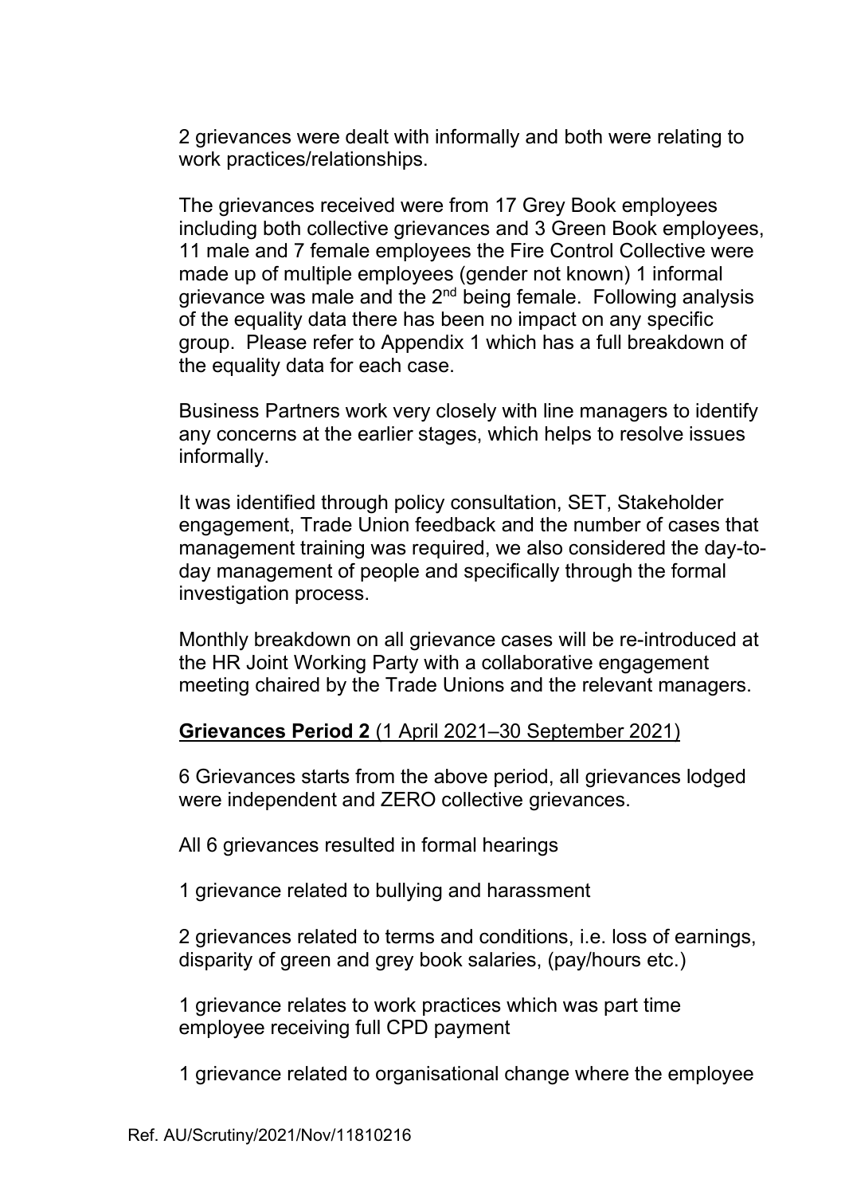2 grievances were dealt with informally and both were relating to work practices/relationships.

The grievances received were from 17 Grey Book employees including both collective grievances and 3 Green Book employees, 11 male and 7 female employees the Fire Control Collective were made up of multiple employees (gender not known) 1 informal grievance was male and the 2nd being female. Following analysis of the equality data there has been no impact on any specific group. Please refer to Appendix 1 which has a full breakdown of the equality data for each case.

Business Partners work very closely with line managers to identify any concerns at the earlier stages, which helps to resolve issues informally.

It was identified through policy consultation, SET, Stakeholder engagement, Trade Union feedback and the number of cases that management training was required, we also considered the day-to-day management of people and specifically through the formal investigation process.

Monthly breakdown on all grievance cases will be re-introduced at the HR Joint Working Party with a collaborative engagement meeting chaired by the Trade Unions and the relevant managers.

**Grievances Period 2** (1 April 2021–30 September 2021)

6 Grievances starts from the above period, all grievances lodged were independent and ZERO collective grievances.

All 6 grievances resulted in formal hearings

1 grievance related to bullying and harassment

2 grievances related to terms and conditions, i.e. loss of earnings, disparity of green and grey book salaries, (pay/hours etc.)

1 grievance relates to work practices which was part time employee receiving full CPD payment

1 grievance related to organisational change where the employee

Ref. AU/Scrutiny/2021/Nov/11810216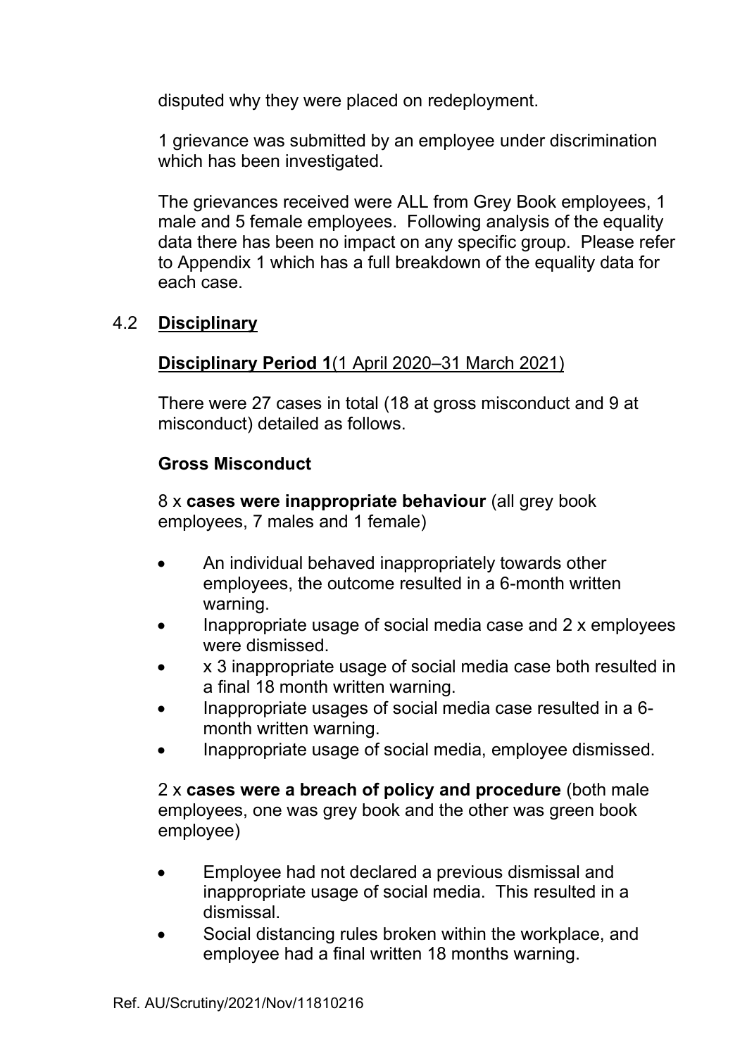disputed why they were placed on redeployment.

1 grievance was submitted by an employee under discrimination which has been investigated.

The grievances received were ALL from Grey Book employees, 1 male and 5 female employees. Following analysis of the equality data there has been no impact on any specific group. Please refer to Appendix 1 which has a full breakdown of the equality data for each case.

### 4.2 Disciplinary

**Disciplinary Period 1**(1 April 2020–31 March 2021)

There were 27 cases in total (18 at gross misconduct and 9 at misconduct) detailed as follows.

**Gross Misconduct**

8 x **cases were inappropriate behaviour** (all grey book employees, 7 males and 1 female)

- An individual behaved inappropriately towards other employees, the outcome resulted in a 6-month written warning.
- Inappropriate usage of social media case and 2 x employees were dismissed.
- x 3 inappropriate usage of social media case both resulted in a final 18 month written warning.
- Inappropriate usages of social media case resulted in a 6-month written warning.
- Inappropriate usage of social media, employee dismissed.

2 x **cases were a breach of policy and procedure** (both male employees, one was grey book and the other was green book employee)

- Employee had not declared a previous dismissal and inappropriate usage of social media. This resulted in a dismissal.
- Social distancing rules broken within the workplace, and employee had a final written 18 months warning.

Ref. AU/Scrutiny/2021/Nov/11810216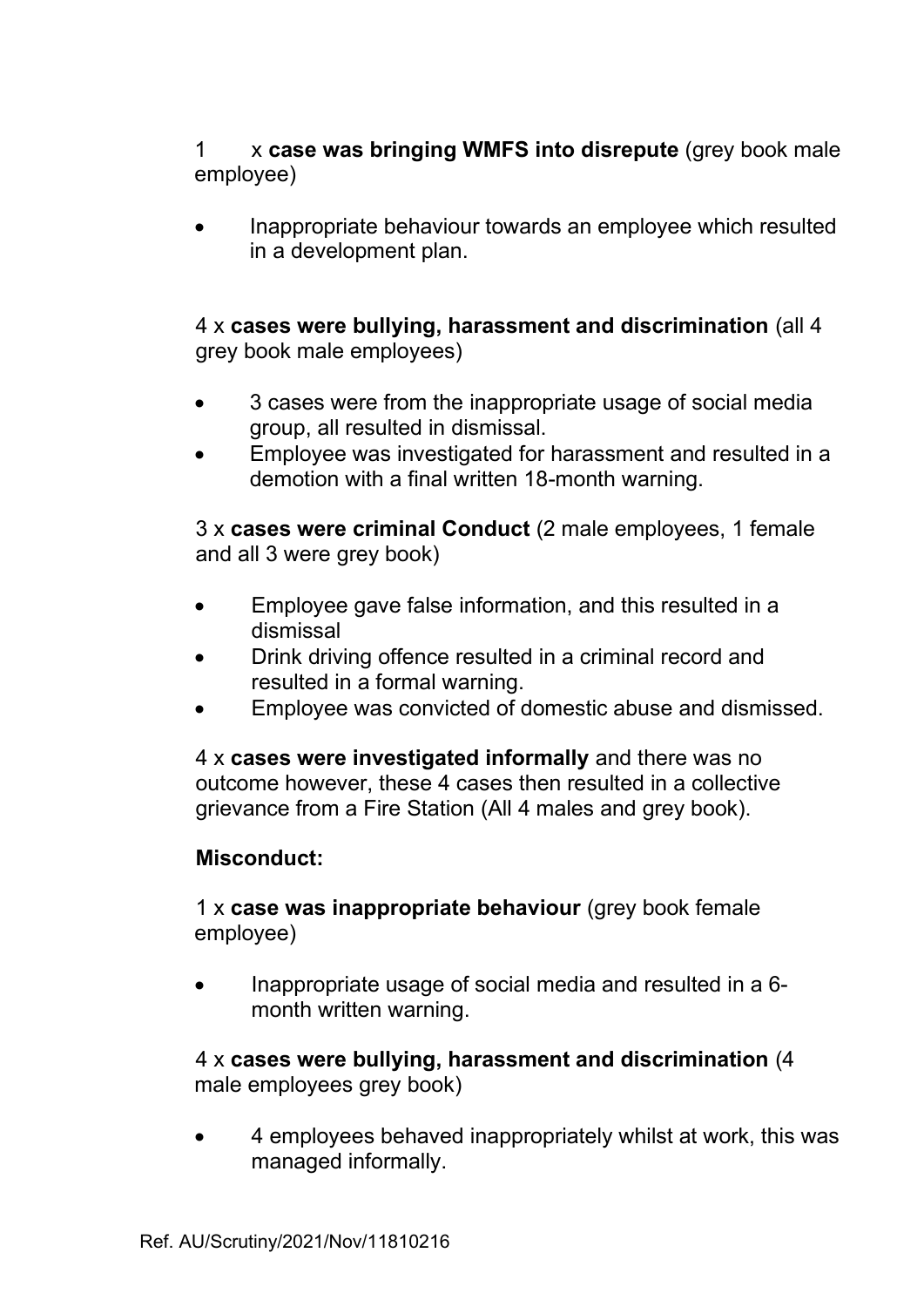1 x **case was bringing WMFS into disrepute** (grey book male employee)

- Inappropriate behaviour towards an employee which resulted in a development plan.

4 x **cases were bullying, harassment and discrimination** (all 4 grey book male employees)

- 3 cases were from the inappropriate usage of social media group, all resulted in dismissal.
- Employee was investigated for harassment and resulted in a demotion with a final written 18-month warning.

3 x **cases were criminal Conduct** (2 male employees, 1 female and all 3 were grey book)

- Employee gave false information, and this resulted in a dismissal
- Drink driving offence resulted in a criminal record and resulted in a formal warning.
- Employee was convicted of domestic abuse and dismissed.

4 x **cases were investigated informally** and there was no outcome however, these 4 cases then resulted in a collective grievance from a Fire Station (All 4 males and grey book).

**Misconduct:**

1 x **case was inappropriate behaviour** (grey book female employee)

- Inappropriate usage of social media and resulted in a 6-month written warning.

4 x **cases were bullying, harassment and discrimination** (4 male employees grey book)

- 4 employees behaved inappropriately whilst at work, this was managed informally.

Ref. AU/Scrutiny/2021/Nov/11810216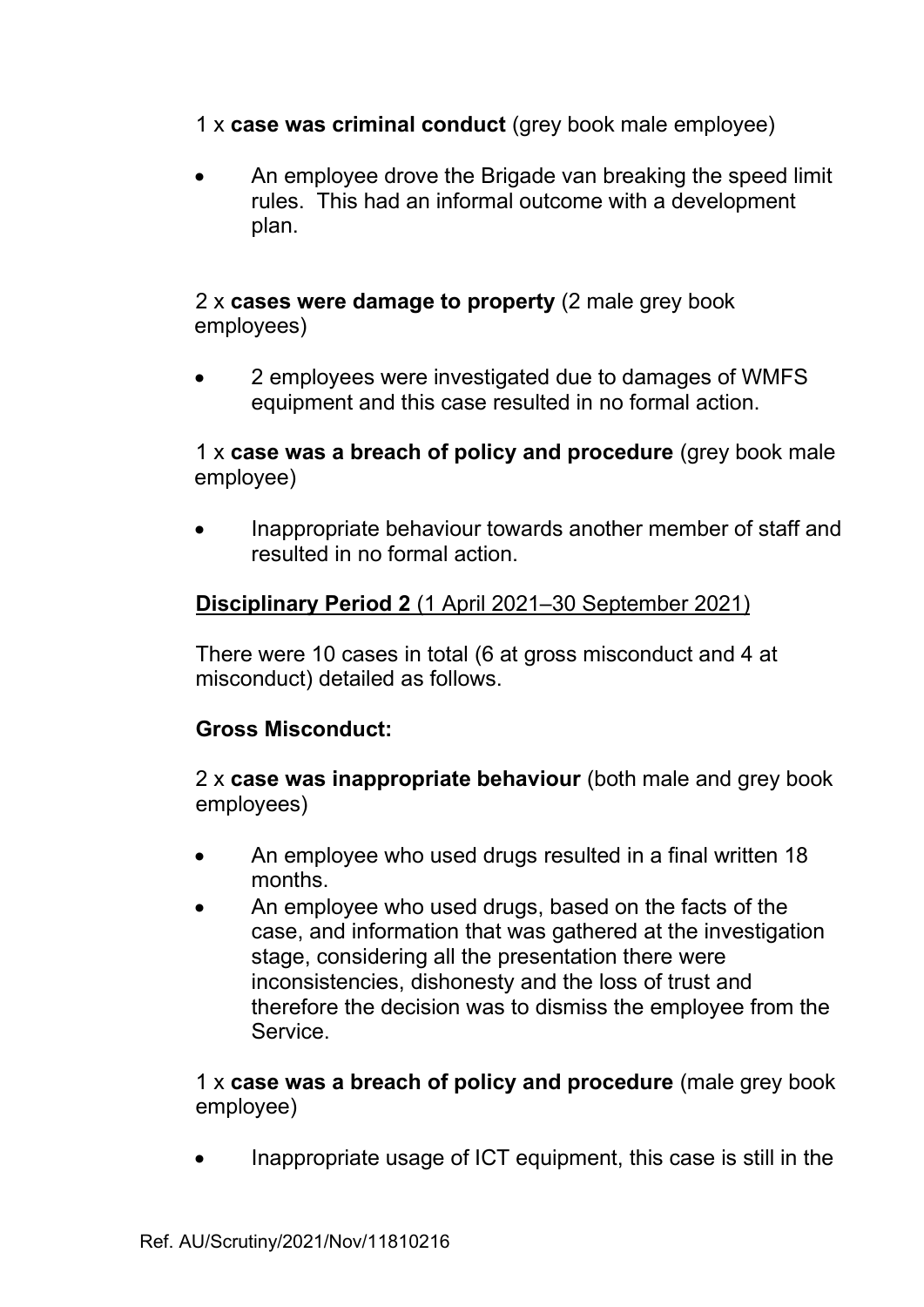1 x **case was criminal conduct** (grey book male employee)

- An employee drove the Brigade van breaking the speed limit rules. This had an informal outcome with a development plan.

2 x **cases were damage to property** (2 male grey book employees)

- 2 employees were investigated due to damages of WMFS equipment and this case resulted in no formal action.

1 x **case was a breach of policy and procedure** (grey book male employee)

- Inappropriate behaviour towards another member of staff and resulted in no formal action.

**Disciplinary Period 2** (1 April 2021–30 September 2021)

There were 10 cases in total (6 at gross misconduct and 4 at misconduct) detailed as follows.

**Gross Misconduct:**

2 x **case was inappropriate behaviour** (both male and grey book employees)

- An employee who used drugs resulted in a final written 18 months.
- An employee who used drugs, based on the facts of the case, and information that was gathered at the investigation stage, considering all the presentation there were inconsistencies, dishonesty and the loss of trust and therefore the decision was to dismiss the employee from the Service.

1 x **case was a breach of policy and procedure** (male grey book employee)

- Inappropriate usage of ICT equipment, this case is still in the

Ref. AU/Scrutiny/2021/Nov/11810216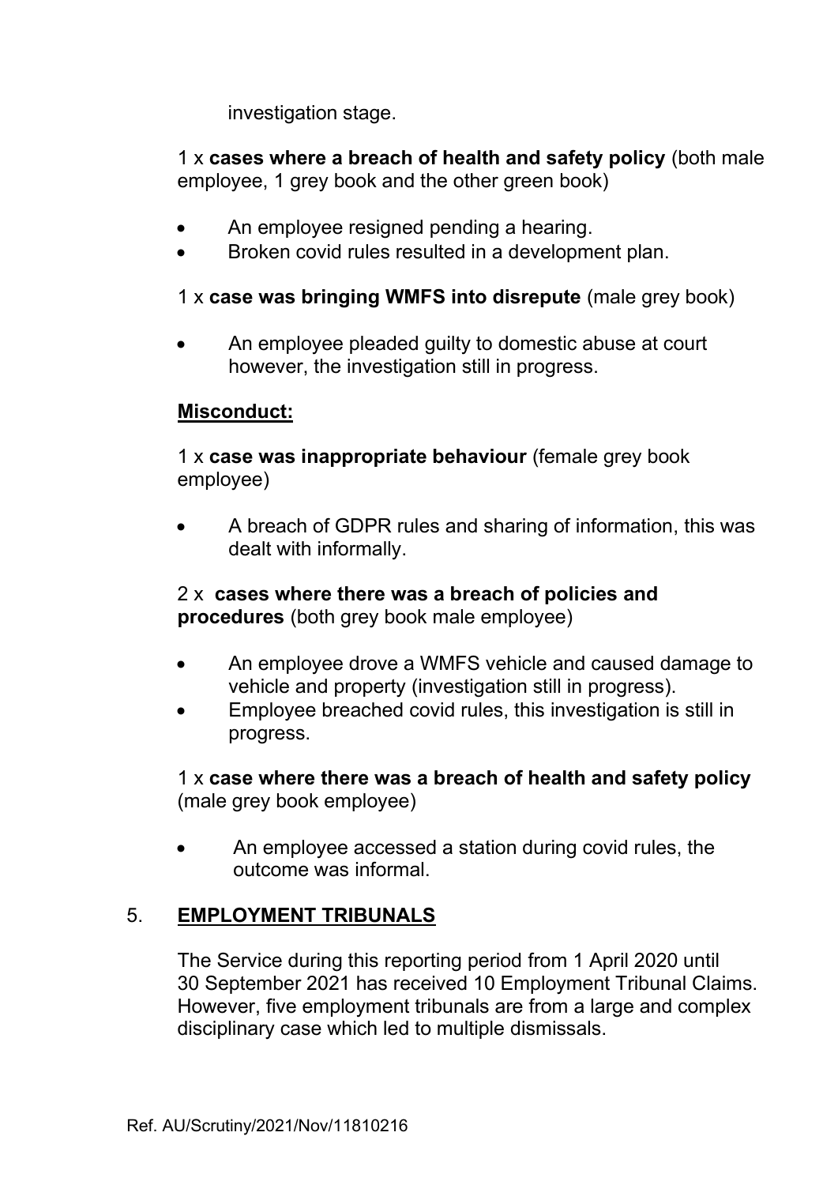investigation stage.

1 x **cases where a breach of health and safety policy** (both male employee, 1 grey book and the other green book)

- An employee resigned pending a hearing.
- Broken covid rules resulted in a development plan.

1 x **case was bringing WMFS into disrepute** (male grey book)

- An employee pleaded guilty to domestic abuse at court however, the investigation still in progress.

**Misconduct:**

1 x **case was inappropriate behaviour** (female grey book employee)

- A breach of GDPR rules and sharing of information, this was dealt with informally.

2 x **cases where there was a breach of policies and procedures** (both grey book male employee)

- An employee drove a WMFS vehicle and caused damage to vehicle and property (investigation still in progress).
- Employee breached covid rules, this investigation is still in progress.

1 x **case where there was a breach of health and safety policy** (male grey book employee)

- An employee accessed a station during covid rules, the outcome was informal.

## 5. EMPLOYMENT TRIBUNALS

The Service during this reporting period from 1 April 2020 until 30 September 2021 has received 10 Employment Tribunal Claims. However, five employment tribunals are from a large and complex disciplinary case which led to multiple dismissals.

Ref. AU/Scrutiny/2021/Nov/11810216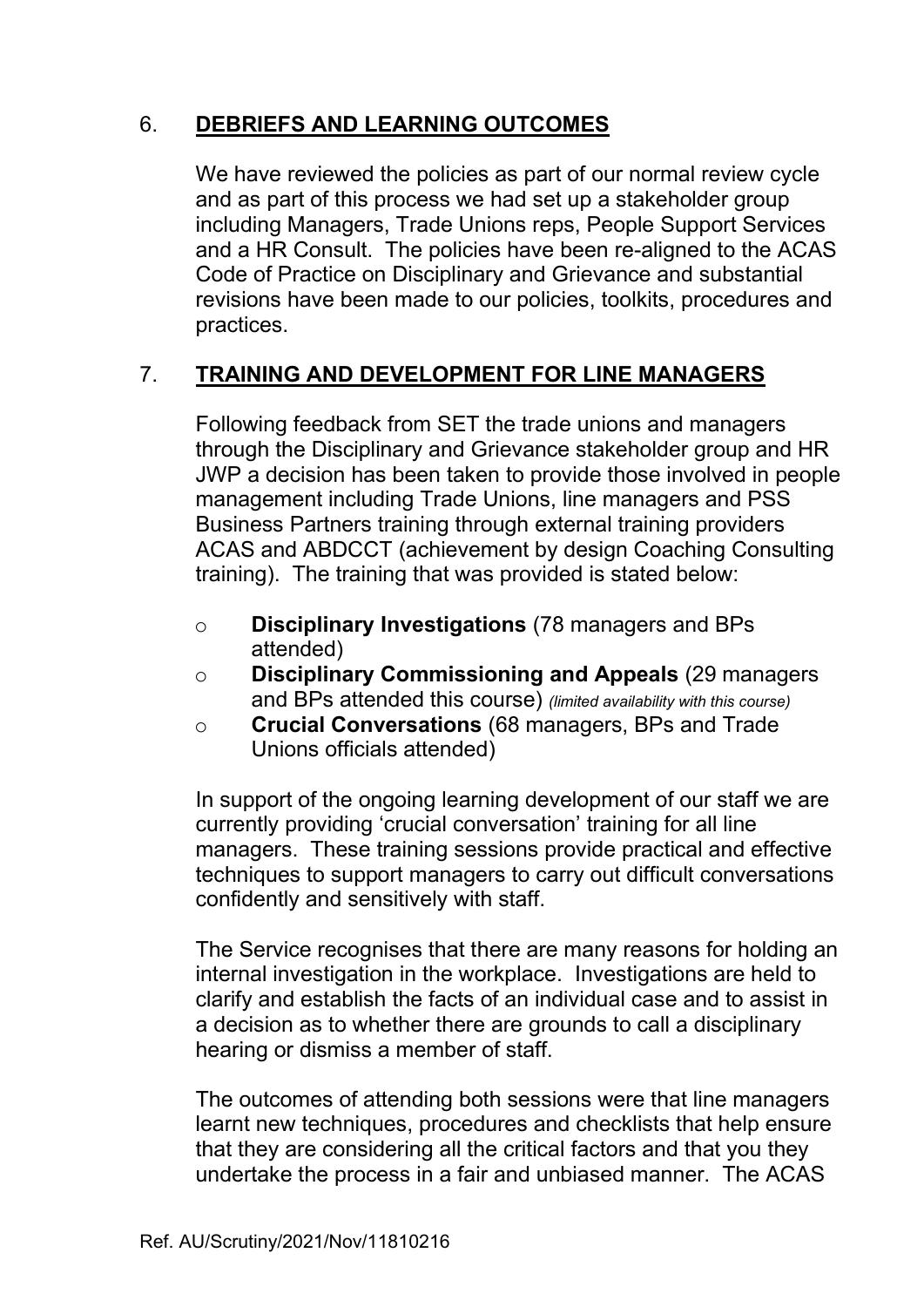## 6. DEBRIEFS AND LEARNING OUTCOMES

We have reviewed the policies as part of our normal review cycle and as part of this process we had set up a stakeholder group including Managers, Trade Unions reps, People Support Services and a HR Consult. The policies have been re-aligned to the ACAS Code of Practice on Disciplinary and Grievance and substantial revisions have been made to our policies, toolkits, procedures and practices.

## 7. TRAINING AND DEVELOPMENT FOR LINE MANAGERS

Following feedback from SET the trade unions and managers through the Disciplinary and Grievance stakeholder group and HR JWP a decision has been taken to provide those involved in people management including Trade Unions, line managers and PSS Business Partners training through external training providers ACAS and ABDCCT (achievement by design Coaching Consulting training). The training that was provided is stated below:

- **Disciplinary Investigations** (78 managers and BPs attended)
- **Disciplinary Commissioning and Appeals** (29 managers and BPs attended this course) *(limited availability with this course)*
- **Crucial Conversations** (68 managers, BPs and Trade Unions officials attended)

In support of the ongoing learning development of our staff we are currently providing 'crucial conversation' training for all line managers. These training sessions provide practical and effective techniques to support managers to carry out difficult conversations confidently and sensitively with staff.

The Service recognises that there are many reasons for holding an internal investigation in the workplace. Investigations are held to clarify and establish the facts of an individual case and to assist in a decision as to whether there are grounds to call a disciplinary hearing or dismiss a member of staff.

The outcomes of attending both sessions were that line managers learnt new techniques, procedures and checklists that help ensure that they are considering all the critical factors and that you they undertake the process in a fair and unbiased manner. The ACAS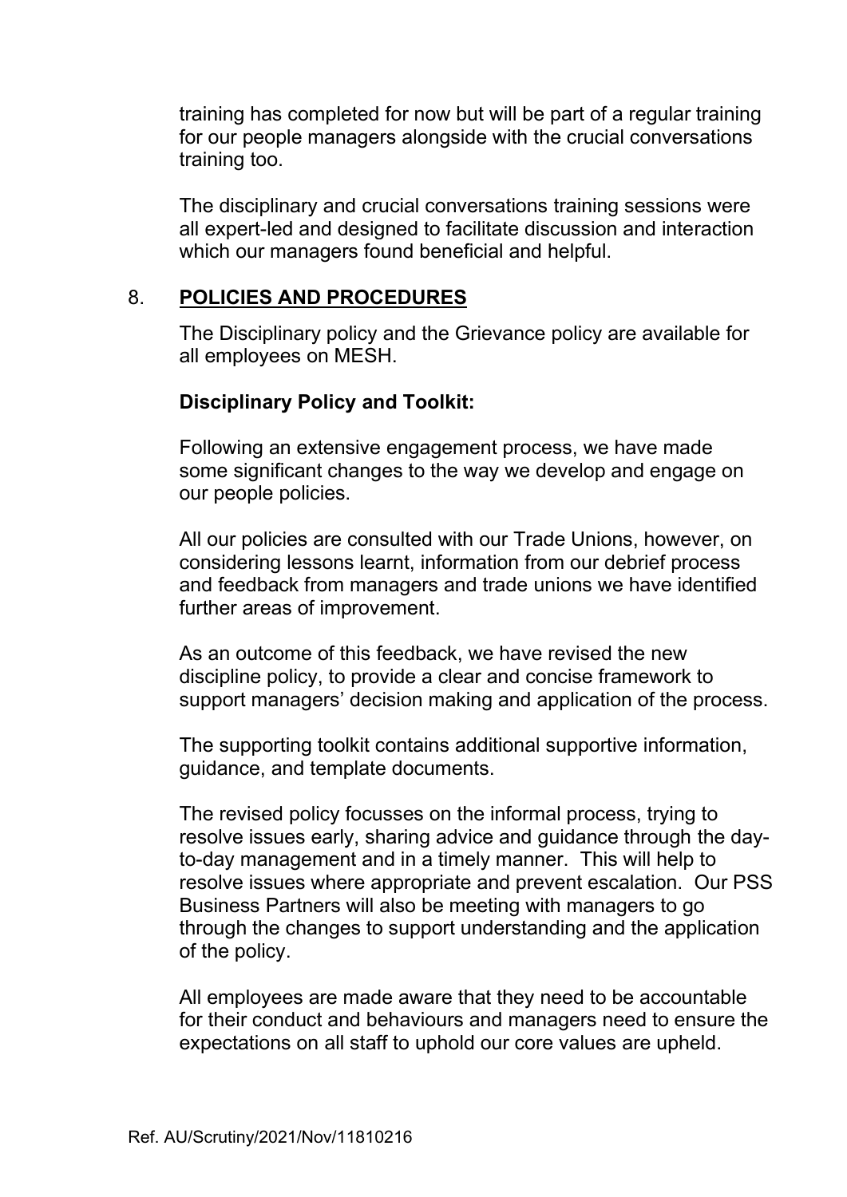training has completed for now but will be part of a regular training for our people managers alongside with the crucial conversations training too.

The disciplinary and crucial conversations training sessions were all expert-led and designed to facilitate discussion and interaction which our managers found beneficial and helpful.

## 8. POLICIES AND PROCEDURES

The Disciplinary policy and the Grievance policy are available for all employees on MESH.

**Disciplinary Policy and Toolkit:**

Following an extensive engagement process, we have made some significant changes to the way we develop and engage on our people policies.

All our policies are consulted with our Trade Unions, however, on considering lessons learnt, information from our debrief process and feedback from managers and trade unions we have identified further areas of improvement.

As an outcome of this feedback, we have revised the new discipline policy, to provide a clear and concise framework to support managers' decision making and application of the process.

The supporting toolkit contains additional supportive information, guidance, and template documents.

The revised policy focusses on the informal process, trying to resolve issues early, sharing advice and guidance through the day-to-day management and in a timely manner. This will help to resolve issues where appropriate and prevent escalation. Our PSS Business Partners will also be meeting with managers to go through the changes to support understanding and the application of the policy.

All employees are made aware that they need to be accountable for their conduct and behaviours and managers need to ensure the expectations on all staff to uphold our core values are upheld.

Ref. AU/Scrutiny/2021/Nov/11810216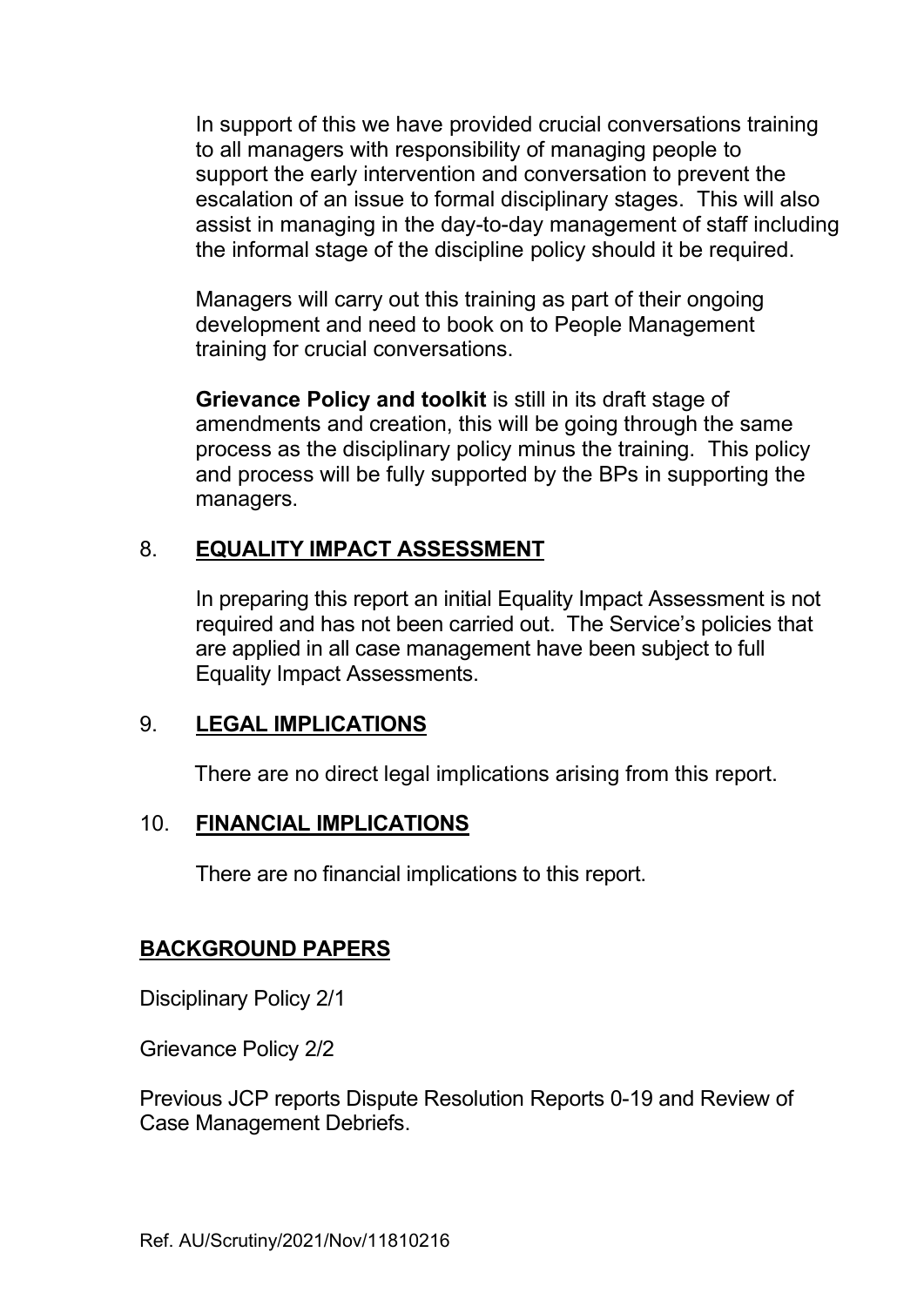In support of this we have provided crucial conversations training to all managers with responsibility of managing people to support the early intervention and conversation to prevent the escalation of an issue to formal disciplinary stages. This will also assist in managing in the day-to-day management of staff including the informal stage of the discipline policy should it be required.

Managers will carry out this training as part of their ongoing development and need to book on to People Management training for crucial conversations.

**Grievance Policy and toolkit** is still in its draft stage of amendments and creation, this will be going through the same process as the disciplinary policy minus the training. This policy and process will be fully supported by the BPs in supporting the managers.

## 8. EQUALITY IMPACT ASSESSMENT

In preparing this report an initial Equality Impact Assessment is not required and has not been carried out. The Service's policies that are applied in all case management have been subject to full Equality Impact Assessments.

## 9. LEGAL IMPLICATIONS

There are no direct legal implications arising from this report.

## 10. FINANCIAL IMPLICATIONS

There are no financial implications to this report.

## BACKGROUND PAPERS

Disciplinary Policy 2/1

Grievance Policy 2/2

Previous JCP reports Dispute Resolution Reports 0-19 and Review of Case Management Debriefs.

Ref. AU/Scrutiny/2021/Nov/11810216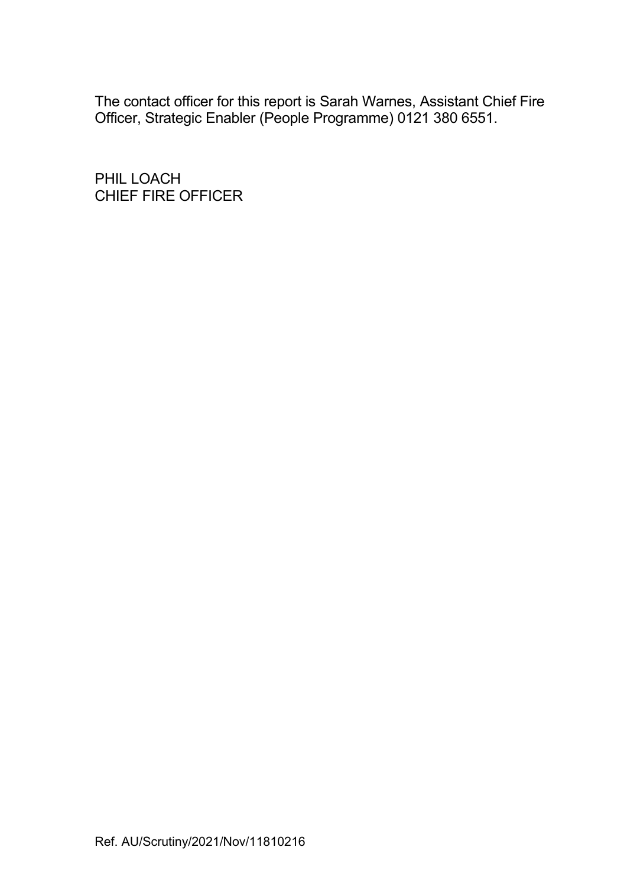The contact officer for this report is Sarah Warnes, Assistant Chief Fire Officer, Strategic Enabler (People Programme) 0121 380 6551.

PHIL LOACH
CHIEF FIRE OFFICER

Ref. AU/Scrutiny/2021/Nov/11810216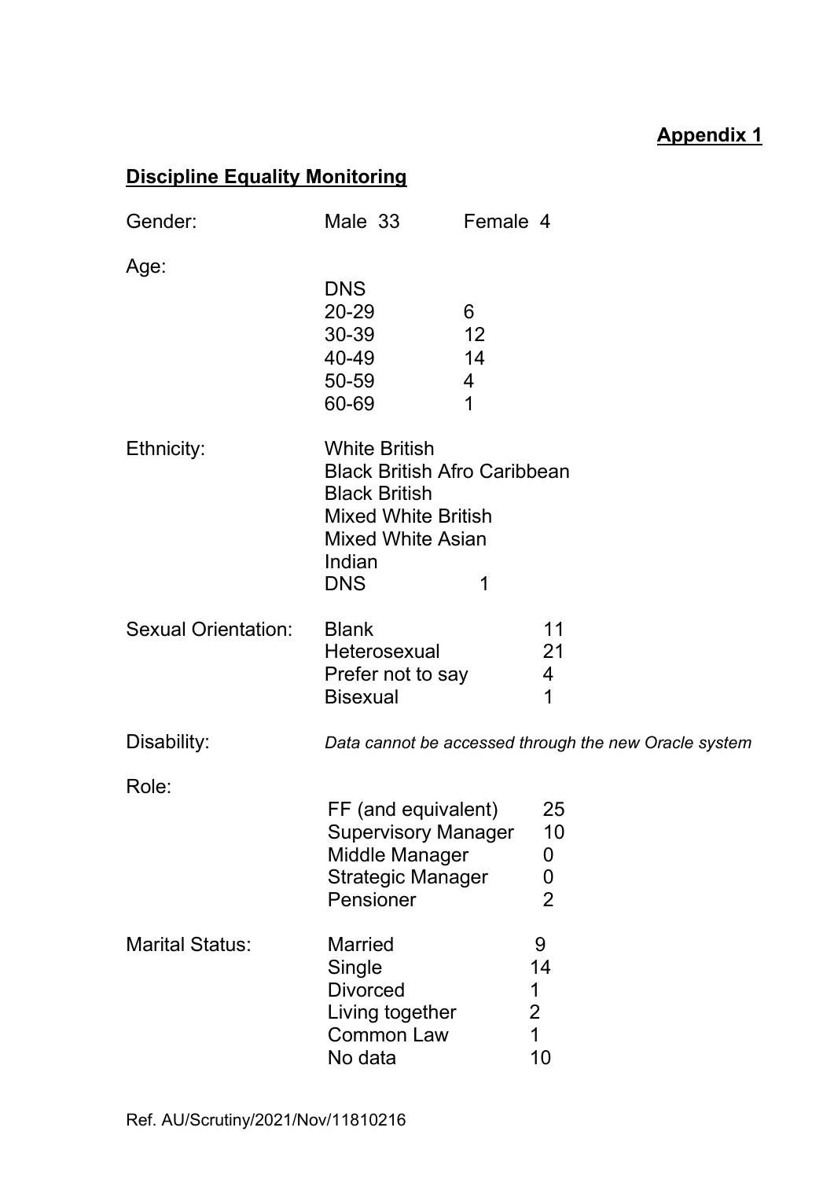**Appendix 1**

## Discipline Equality Monitoring

| | | |
|---|---|---|
| Gender: | Male 33 | Female 4 |
| Age: | | |
| | DNS | |
| | 20-29 | 6 |
| | 30-39 | 12 |
| | 40-49 | 14 |
| | 50-59 | 4 |
| | 60-69 | 1 |
| Ethnicity: | White British | |
| | Black British Afro Caribbean | |
| | Black British | |
| | Mixed White British | |
| | Mixed White Asian | |
| | Indian | |
| | DNS | 1 |
| Sexual Orientation: | Blank | 11 |
| | Heterosexual | 21 |
| | Prefer not to say | 4 |
| | Bisexual | 1 |
| Disability: | *Data cannot be accessed through the new Oracle system* | |
| Role: | | |
| | FF (and equivalent) | 25 |
| | Supervisory Manager | 10 |
| | Middle Manager | 0 |
| | Strategic Manager | 0 |
| | Pensioner | 2 |
| Marital Status: | Married | 9 |
| | Single | 14 |
| | Divorced | 1 |
| | Living together | 2 |
| | Common Law | 1 |
| | No data | 10 |

Ref. AU/Scrutiny/2021/Nov/11810216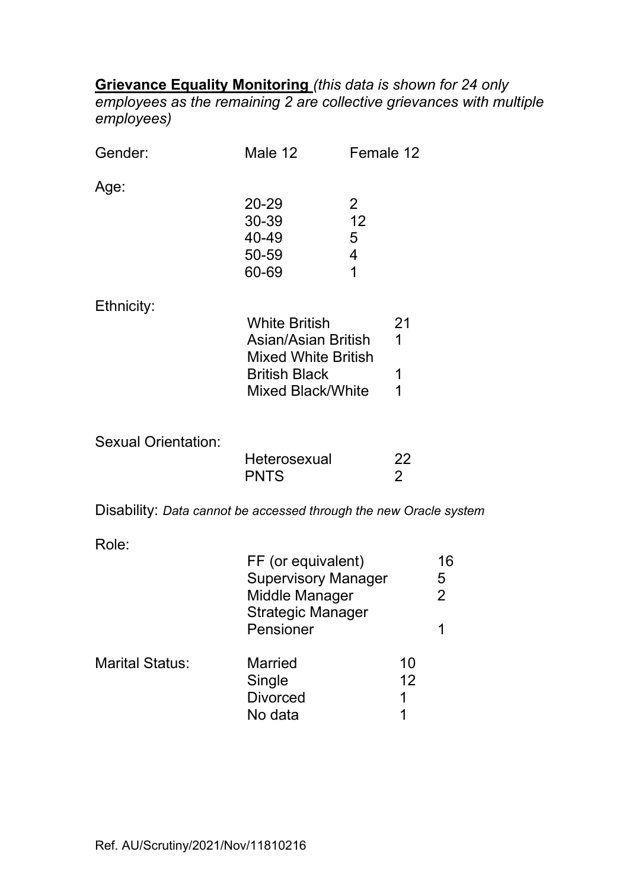**Grievance Equality Monitoring** *(this data is shown for 24 only employees as the remaining 2 are collective grievances with multiple employees)*

Gender: Male 12 Female 12

Age:

| | |
|---|---|
| 20-29 | 2 |
| 30-39 | 12 |
| 40-49 | 5 |
| 50-59 | 4 |
| 60-69 | 1 |

Ethnicity:

| | |
|---|---|
| White British | 21 |
| Asian/Asian British | 1 |
| Mixed White British | |
| British Black | 1 |
| Mixed Black/White | 1 |

Sexual Orientation:

| | |
|---|---|
| Heterosexual | 22 |
| PNTS | 2 |

Disability: *Data cannot be accessed through the new Oracle system*

Role:

| | |
|---|---|
| FF (or equivalent) | 16 |
| Supervisory Manager | 5 |
| Middle Manager | 2 |
| Strategic Manager | |
| Pensioner | 1 |

Marital Status:

| | |
|---|---|
| Married | 10 |
| Single | 12 |
| Divorced | 1 |
| No data | 1 |

Ref. AU/Scrutiny/2021/Nov/11810216